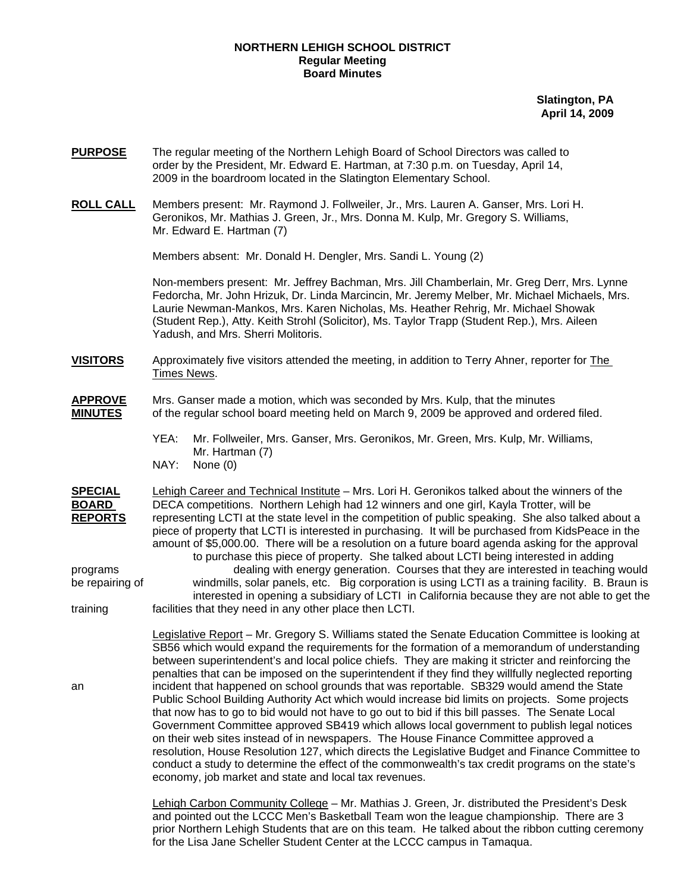**NORTHERN LEHIGH SCHOOL DISTRICT**
**Regular Meeting**
**Board Minutes**

**Slatington, PA**
**April 14, 2009**

**PURPOSE** The regular meeting of the Northern Lehigh Board of School Directors was called to order by the President, Mr. Edward E. Hartman, at 7:30 p.m. on Tuesday, April 14, 2009 in the boardroom located in the Slatington Elementary School.

**ROLL CALL** Members present: Mr. Raymond J. Follweiler, Jr., Mrs. Lauren A. Ganser, Mrs. Lori H. Geronikos, Mr. Mathias J. Green, Jr., Mrs. Donna M. Kulp, Mr. Gregory S. Williams, Mr. Edward E. Hartman (7)

Members absent: Mr. Donald H. Dengler, Mrs. Sandi L. Young (2)

Non-members present: Mr. Jeffrey Bachman, Mrs. Jill Chamberlain, Mr. Greg Derr, Mrs. Lynne Fedorcha, Mr. John Hrizuk, Dr. Linda Marcincin, Mr. Jeremy Melber, Mr. Michael Michaels, Mrs. Laurie Newman-Mankos, Mrs. Karen Nicholas, Ms. Heather Rehrig, Mr. Michael Showak (Student Rep.), Atty. Keith Strohl (Solicitor), Ms. Taylor Trapp (Student Rep.), Mrs. Aileen Yadush, and Mrs. Sherri Molitoris.

**VISITORS** Approximately five visitors attended the meeting, in addition to Terry Ahner, reporter for The Times News.

**APPROVE MINUTES** Mrs. Ganser made a motion, which was seconded by Mrs. Kulp, that the minutes of the regular school board meeting held on March 9, 2009 be approved and ordered filed.

YEA: Mr. Follweiler, Mrs. Ganser, Mrs. Geronikos, Mr. Green, Mrs. Kulp, Mr. Williams, Mr. Hartman (7)
NAY: None (0)

**SPECIAL BOARD REPORTS** Lehigh Career and Technical Institute – Mrs. Lori H. Geronikos talked about the winners of the DECA competitions. Northern Lehigh had 12 winners and one girl, Kayla Trotter, will be representing LCTI at the state level in the competition of public speaking. She also talked about a piece of property that LCTI is interested in purchasing. It will be purchased from KidsPeace in the amount of $5,000.00. There will be a resolution on a future board agenda asking for the approval to purchase this piece of property. She talked about LCTI being interested in adding programs dealing with energy generation. Courses that they are interested in teaching would be repairing of windmills, solar panels, etc. Big corporation is using LCTI as a training facility. B. Braun is interested in opening a subsidiary of LCTI in California because they are not able to get the training facilities that they need in any other place then LCTI.

Legislative Report – Mr. Gregory S. Williams stated the Senate Education Committee is looking at SB56 which would expand the requirements for the formation of a memorandum of understanding between superintendent's and local police chiefs. They are making it stricter and reinforcing the penalties that can be imposed on the superintendent if they find they willfully neglected reporting an incident that happened on school grounds that was reportable. SB329 would amend the State Public School Building Authority Act which would increase bid limits on projects. Some projects that now has to go to bid would not have to go out to bid if this bill passes. The Senate Local Government Committee approved SB419 which allows local government to publish legal notices on their web sites instead of in newspapers. The House Finance Committee approved a resolution, House Resolution 127, which directs the Legislative Budget and Finance Committee to conduct a study to determine the effect of the commonwealth's tax credit programs on the state's economy, job market and state and local tax revenues.

Lehigh Carbon Community College – Mr. Mathias J. Green, Jr. distributed the President's Desk and pointed out the LCCC Men's Basketball Team won the league championship. There are 3 prior Northern Lehigh Students that are on this team. He talked about the ribbon cutting ceremony for the Lisa Jane Scheller Student Center at the LCCC campus in Tamaqua.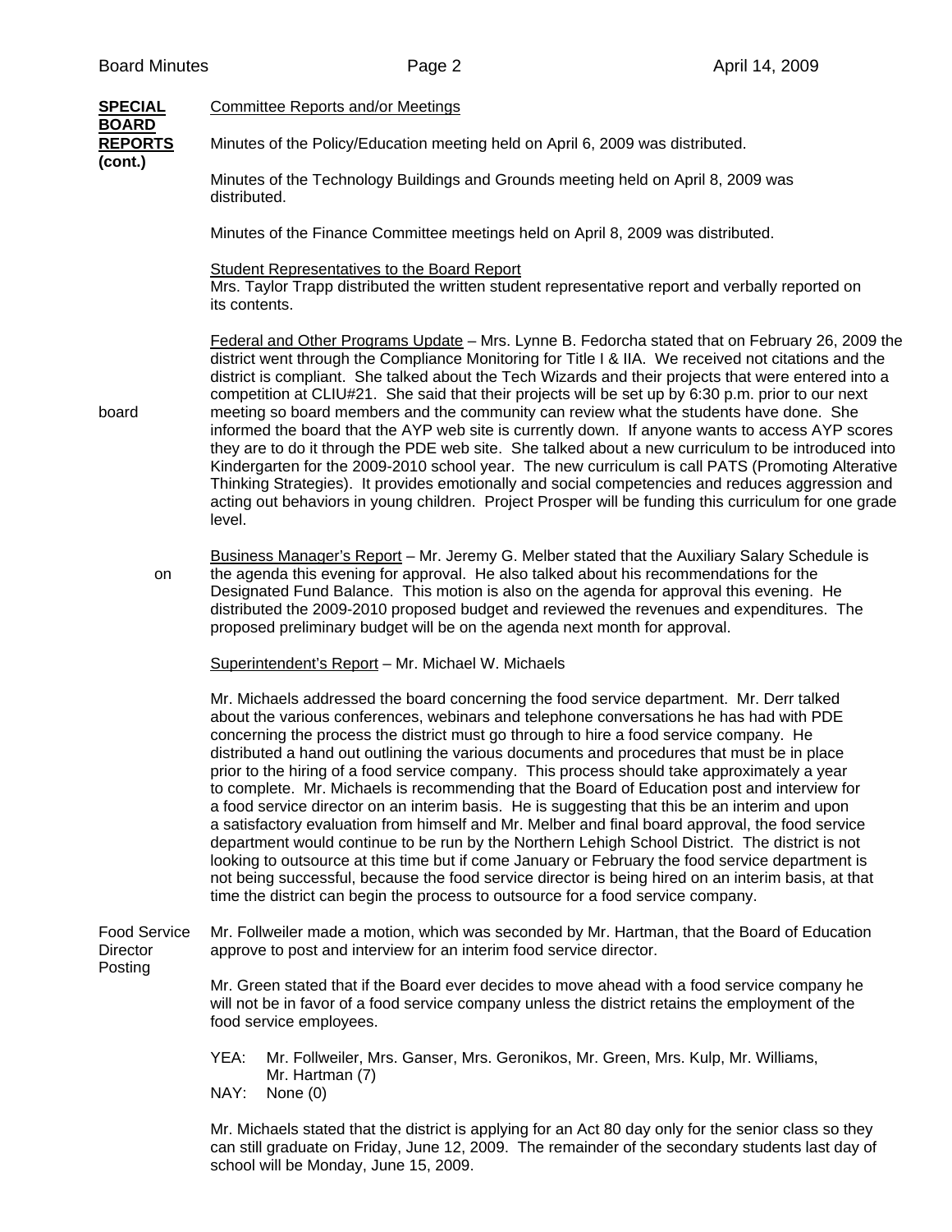**SPECIAL BOARD REPORTS (cont.)**

Committee Reports and/or Meetings

Minutes of the Policy/Education meeting held on April 6, 2009 was distributed.

Minutes of the Technology Buildings and Grounds meeting held on April 8, 2009 was distributed.

Minutes of the Finance Committee meetings held on April 8, 2009 was distributed.

Student Representatives to the Board Report
Mrs. Taylor Trapp distributed the written student representative report and verbally reported on its contents.

Federal and Other Programs Update – Mrs. Lynne B. Fedorcha stated that on February 26, 2009 the district went through the Compliance Monitoring for Title I & IIA. We received not citations and the district is compliant. She talked about the Tech Wizards and their projects that were entered into a competition at CLIU#21. She said that their projects will be set up by 6:30 p.m. prior to our next board meeting so board members and the community can review what the students have done. She informed the board that the AYP web site is currently down. If anyone wants to access AYP scores they are to do it through the PDE web site. She talked about a new curriculum to be introduced into Kindergarten for the 2009-2010 school year. The new curriculum is call PATS (Promoting Alterative Thinking Strategies). It provides emotionally and social competencies and reduces aggression and acting out behaviors in young children. Project Prosper will be funding this curriculum for one grade level.

Business Manager's Report – Mr. Jeremy G. Melber stated that the Auxiliary Salary Schedule is on the agenda this evening for approval. He also talked about his recommendations for the Designated Fund Balance. This motion is also on the agenda for approval this evening. He distributed the 2009-2010 proposed budget and reviewed the revenues and expenditures. The proposed preliminary budget will be on the agenda next month for approval.

Superintendent's Report – Mr. Michael W. Michaels

Mr. Michaels addressed the board concerning the food service department. Mr. Derr talked about the various conferences, webinars and telephone conversations he has had with PDE concerning the process the district must go through to hire a food service company. He distributed a hand out outlining the various documents and procedures that must be in place prior to the hiring of a food service company. This process should take approximately a year to complete. Mr. Michaels is recommending that the Board of Education post and interview for a food service director on an interim basis. He is suggesting that this be an interim and upon a satisfactory evaluation from himself and Mr. Melber and final board approval, the food service department would continue to be run by the Northern Lehigh School District. The district is not looking to outsource at this time but if come January or February the food service department is not being successful, because the food service director is being hired on an interim basis, at that time the district can begin the process to outsource for a food service company.

**Food Service Director Posting**

Mr. Follweiler made a motion, which was seconded by Mr. Hartman, that the Board of Education approve to post and interview for an interim food service director.

Mr. Green stated that if the Board ever decides to move ahead with a food service company he will not be in favor of a food service company unless the district retains the employment of the food service employees.

YEA: Mr. Follweiler, Mrs. Ganser, Mrs. Geronikos, Mr. Green, Mrs. Kulp, Mr. Williams, Mr. Hartman (7)
NAY: None (0)

Mr. Michaels stated that the district is applying for an Act 80 day only for the senior class so they can still graduate on Friday, June 12, 2009. The remainder of the secondary students last day of school will be Monday, June 15, 2009.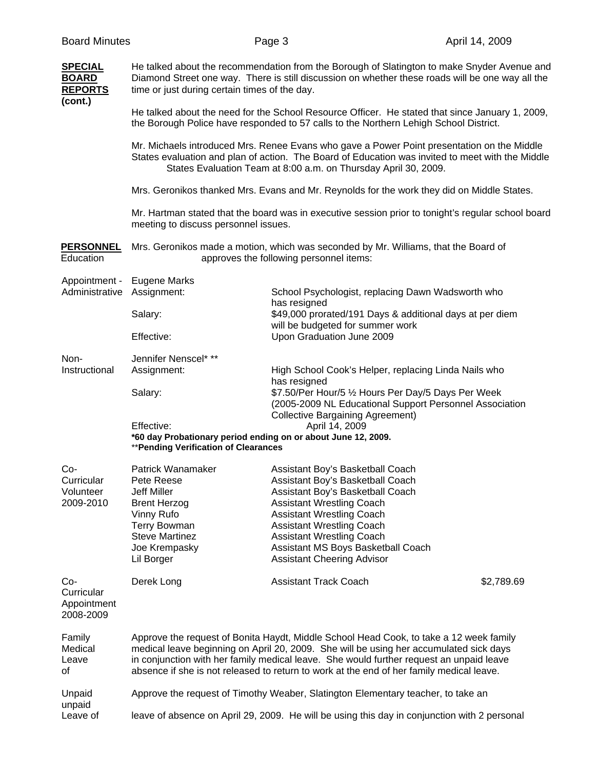**SPECIAL BOARD REPORTS (cont.)**

He talked about the recommendation from the Borough of Slatington to make Snyder Avenue and Diamond Street one way. There is still discussion on whether these roads will be one way all the time or just during certain times of the day.

He talked about the need for the School Resource Officer. He stated that since January 1, 2009, the Borough Police have responded to 57 calls to the Northern Lehigh School District.

Mr. Michaels introduced Mrs. Renee Evans who gave a Power Point presentation on the Middle States evaluation and plan of action. The Board of Education was invited to meet with the Middle States Evaluation Team at 8:00 a.m. on Thursday April 30, 2009.

Mrs. Geronikos thanked Mrs. Evans and Mr. Reynolds for the work they did on Middle States.

Mr. Hartman stated that the board was in executive session prior to tonight's regular school board meeting to discuss personnel issues.

**PERSONNEL**

Education

Mrs. Geronikos made a motion, which was seconded by Mr. Williams, that the Board of approves the following personnel items:

**Appointment - Administrative**

Eugene Marks

| | |
|---|---|
| Assignment: | School Psychologist, replacing Dawn Wadsworth who has resigned |
| Salary: | $49,000 prorated/191 Days & additional days at per diem will be budgeted for summer work |
| Effective: | Upon Graduation June 2009 |

**Non-Instructional**

Jennifer Nenscel* **

| | |
|---|---|
| Assignment: | High School Cook's Helper, replacing Linda Nails who has resigned |
| Salary: | $7.50/Per Hour/5 ½ Hours Per Day/5 Days Per Week (2005-2009 NL Educational Support Personnel Association Collective Bargaining Agreement) |
| Effective: | April 14, 2009 |

**\*60 day Probationary period ending on or about June 12, 2009.**
**\*\*Pending Verification of Clearances**

**Co-Curricular Volunteer 2009-2010**

| | |
|---|---|
| Patrick Wanamaker | Assistant Boy's Basketball Coach |
| Pete Reese | Assistant Boy's Basketball Coach |
| Jeff Miller | Assistant Boy's Basketball Coach |
| Brent Herzog | Assistant Wrestling Coach |
| Vinny Rufo | Assistant Wrestling Coach |
| Terry Bowman | Assistant Wrestling Coach |
| Steve Martinez | Assistant Wrestling Coach |
| Joe Krempasky | Assistant MS Boys Basketball Coach |
| Lil Borger | Assistant Cheering Advisor |

**Co-Curricular Appointment 2008-2009**

| | | |
|---|---|---|
| Derek Long | Assistant Track Coach | $2,789.69 |

**Family Medical Leave of**

Approve the request of Bonita Haydt, Middle School Head Cook, to take a 12 week family medical leave beginning on April 20, 2009. She will be using her accumulated sick days in conjunction with her family medical leave. She would further request an unpaid leave absence if she is not released to return to work at the end of her family medical leave.

**Unpaid Leave of**

Approve the request of Timothy Weaber, Slatington Elementary teacher, to take an unpaid leave of absence on April 29, 2009. He will be using this day in conjunction with 2 personal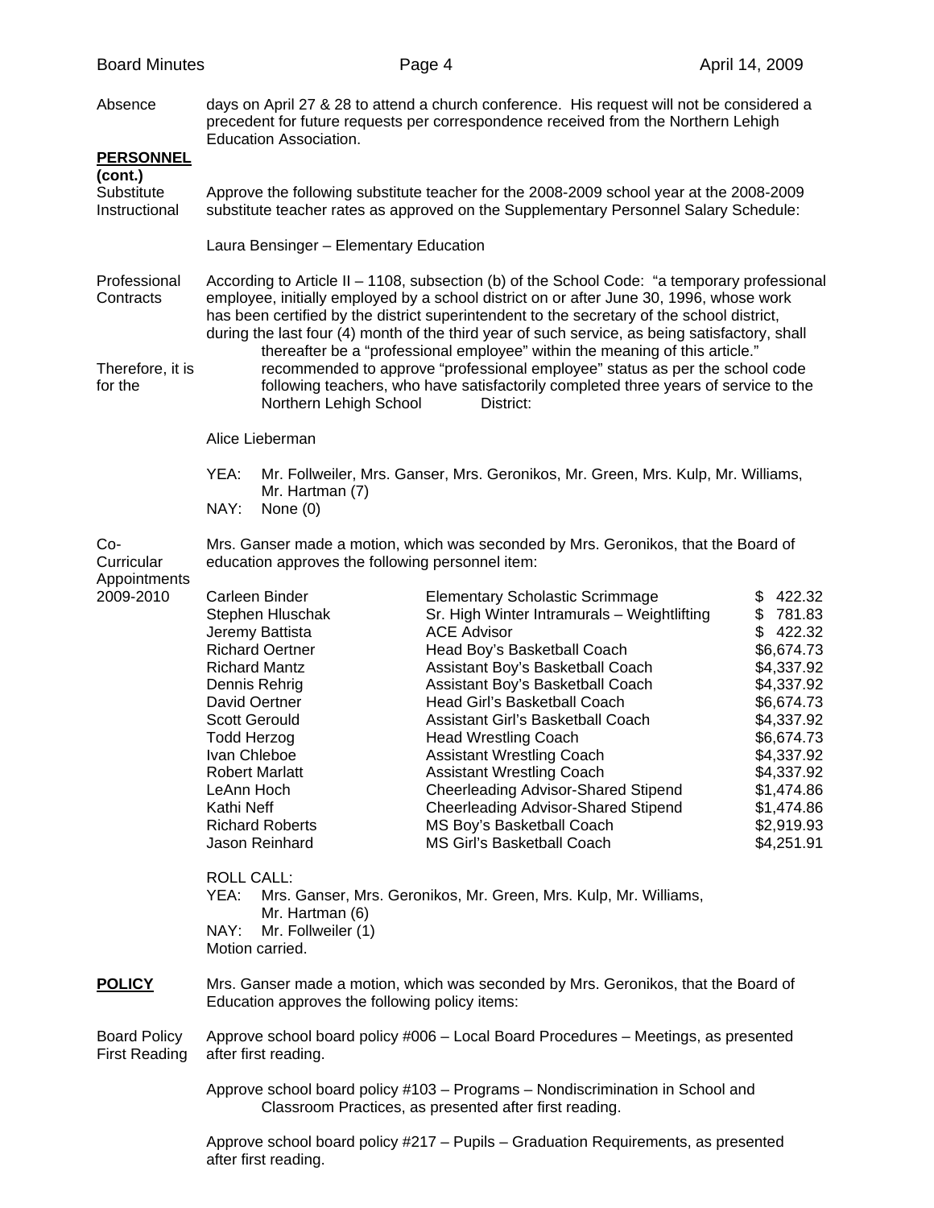Absence days on April 27 & 28 to attend a church conference. His request will not be considered a precedent for future requests per correspondence received from the Northern Lehigh Education Association.

**PERSONNEL (cont.)**

Substitute Instructional

Approve the following substitute teacher for the 2008-2009 school year at the 2008-2009 substitute teacher rates as approved on the Supplementary Personnel Salary Schedule:

Laura Bensinger – Elementary Education

Professional Contracts

According to Article II – 1108, subsection (b) of the School Code: "a temporary professional employee, initially employed by a school district on or after June 30, 1996, whose work has been certified by the district superintendent to the secretary of the school district, during the last four (4) month of the third year of such service, as being satisfactory, shall thereafter be a "professional employee" within the meaning of this article."

Therefore, it is for the recommended to approve "professional employee" status as per the school code following teachers, who have satisfactorily completed three years of service to the Northern Lehigh School District:

Alice Lieberman

YEA: Mr. Follweiler, Mrs. Ganser, Mrs. Geronikos, Mr. Green, Mrs. Kulp, Mr. Williams, Mr. Hartman (7)
NAY: None (0)

Co-Curricular Appointments 2009-2010

Mrs. Ganser made a motion, which was seconded by Mrs. Geronikos, that the Board of education approves the following personnel item:

| | | |
|---|---|---|
| Carleen Binder | Elementary Scholastic Scrimmage | $ 422.32 |
| Stephen Hluschak | Sr. High Winter Intramurals – Weightlifting | $ 781.83 |
| Jeremy Battista | ACE Advisor | $ 422.32 |
| Richard Oertner | Head Boy's Basketball Coach | $6,674.73 |
| Richard Mantz | Assistant Boy's Basketball Coach | $4,337.92 |
| Dennis Rehrig | Assistant Boy's Basketball Coach | $4,337.92 |
| David Oertner | Head Girl's Basketball Coach | $6,674.73 |
| Scott Gerould | Assistant Girl's Basketball Coach | $4,337.92 |
| Todd Herzog | Head Wrestling Coach | $6,674.73 |
| Ivan Chleboe | Assistant Wrestling Coach | $4,337.92 |
| Robert Marlatt | Assistant Wrestling Coach | $4,337.92 |
| LeAnn Hoch | Cheerleading Advisor-Shared Stipend | $1,474.86 |
| Kathi Neff | Cheerleading Advisor-Shared Stipend | $1,474.86 |
| Richard Roberts | MS Boy's Basketball Coach | $2,919.93 |
| Jason Reinhard | MS Girl's Basketball Coach | $4,251.91 |

ROLL CALL:
YEA: Mrs. Ganser, Mrs. Geronikos, Mr. Green, Mrs. Kulp, Mr. Williams, Mr. Hartman (6)
NAY: Mr. Follweiler (1)
Motion carried.

**POLICY**

Mrs. Ganser made a motion, which was seconded by Mrs. Geronikos, that the Board of Education approves the following policy items:

Board Policy First Reading

Approve school board policy #006 – Local Board Procedures – Meetings, as presented after first reading.

Approve school board policy #103 – Programs – Nondiscrimination in School and Classroom Practices, as presented after first reading.

Approve school board policy #217 – Pupils – Graduation Requirements, as presented after first reading.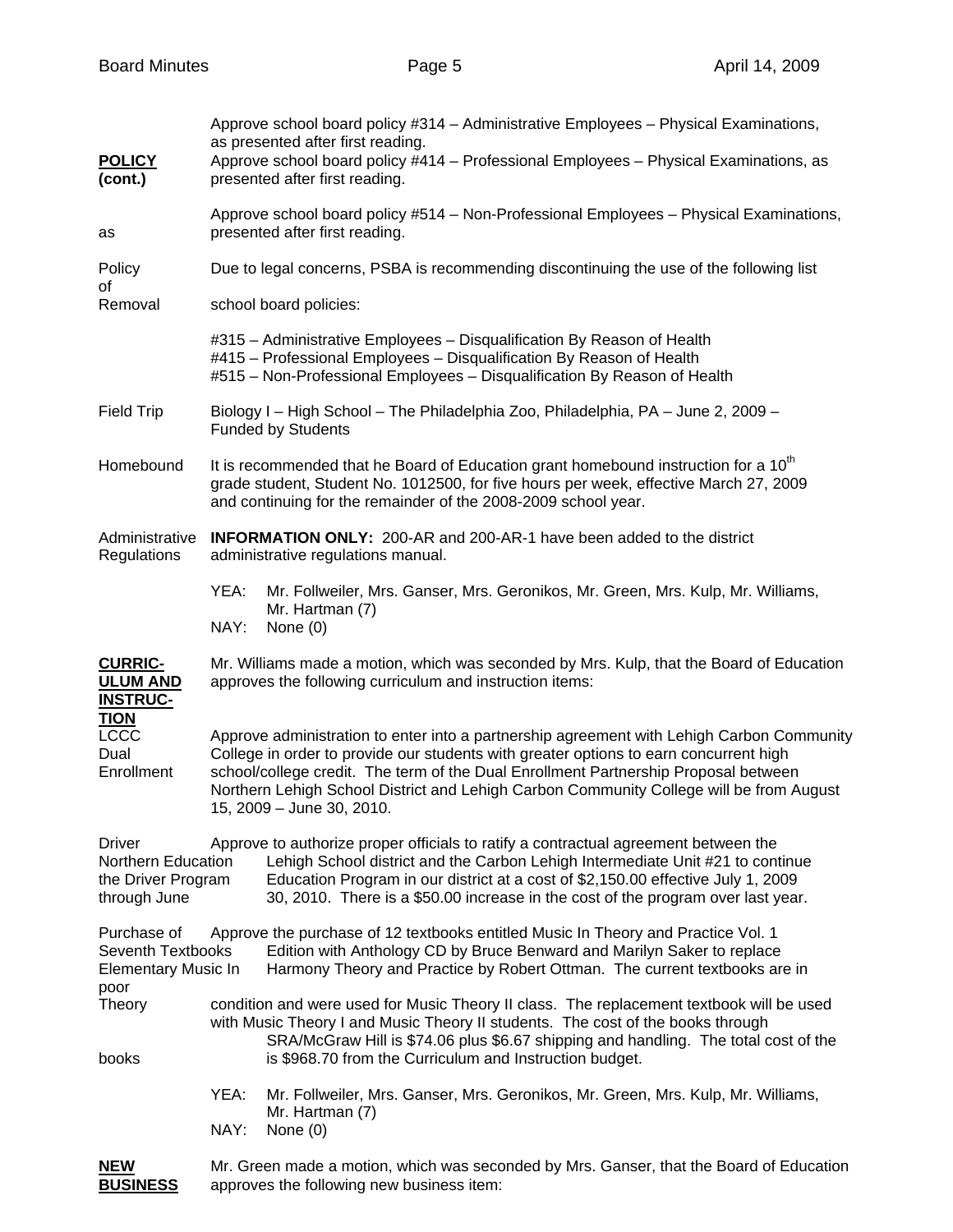**POLICY (cont.)**

Approve school board policy #314 – Administrative Employees – Physical Examinations, as presented after first reading.

Approve school board policy #414 – Professional Employees – Physical Examinations, as presented after first reading.

Approve school board policy #514 – Non-Professional Employees – Physical Examinations, as presented after first reading.

**Removal of Policy**

Due to legal concerns, PSBA is recommending discontinuing the use of the following list as school board policies:

#315 – Administrative Employees – Disqualification By Reason of Health
#415 – Professional Employees – Disqualification By Reason of Health
#515 – Non-Professional Employees – Disqualification By Reason of Health

**Field Trip**

Biology I – High School – The Philadelphia Zoo, Philadelphia, PA – June 2, 2009 – Funded by Students

**Homebound**

It is recommended that he Board of Education grant homebound instruction for a 10th grade student, Student No. 1012500, for five hours per week, effective March 27, 2009 and continuing for the remainder of the 2008-2009 school year.

**Administrative Regulations**

**INFORMATION ONLY:** 200-AR and 200-AR-1 have been added to the district administrative regulations manual.

YEA: Mr. Follweiler, Mrs. Ganser, Mrs. Geronikos, Mr. Green, Mrs. Kulp, Mr. Williams, Mr. Hartman (7)
NAY: None (0)

**CURRICULUM AND INSTRUCTION**

Mr. Williams made a motion, which was seconded by Mrs. Kulp, that the Board of Education approves the following curriculum and instruction items:

**LCCC Dual Enrollment**

Approve administration to enter into a partnership agreement with Lehigh Carbon Community College in order to provide our students with greater options to earn concurrent high school/college credit. The term of the Dual Enrollment Partnership Proposal between Northern Lehigh School District and Lehigh Carbon Community College will be from August 15, 2009 – June 30, 2010.

**Driver Education**

Approve to authorize proper officials to ratify a contractual agreement between the Northern Lehigh School district and the Carbon Lehigh Intermediate Unit #21 to continue the Driver Education Program in our district at a cost of $2,150.00 effective July 1, 2009 through June 30, 2010. There is a $50.00 increase in the cost of the program over last year.

**Purchase of Elementary Music In Theory books**

Approve the purchase of 12 textbooks entitled Music In Theory and Practice Vol. 1 Seventh Edition with Anthology CD by Bruce Benward and Marilyn Saker to replace Harmony Theory and Practice by Robert Ottman. The current textbooks are in poor condition and were used for Music Theory II class. The replacement textbook will be used with Music Theory I and Music Theory II students. The cost of the books through SRA/McGraw Hill is $74.06 plus $6.67 shipping and handling. The total cost of the books is $968.70 from the Curriculum and Instruction budget.

YEA: Mr. Follweiler, Mrs. Ganser, Mrs. Geronikos, Mr. Green, Mrs. Kulp, Mr. Williams, Mr. Hartman (7)
NAY: None (0)

**NEW BUSINESS**

Mr. Green made a motion, which was seconded by Mrs. Ganser, that the Board of Education approves the following new business item: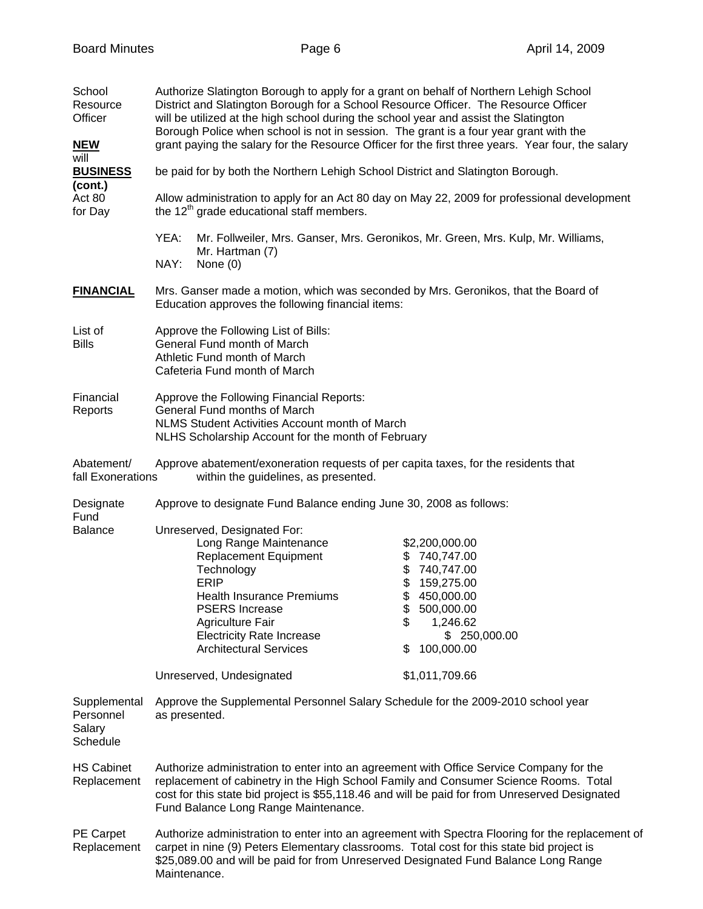**School Resource Officer**

**NEW BUSINESS (cont.)**

Authorize Slatington Borough to apply for a grant on behalf of Northern Lehigh School District and Slatington Borough for a School Resource Officer. The Resource Officer will be utilized at the high school during the school year and assist the Slatington Borough Police when school is not in session. The grant is a four year grant with the grant paying the salary for the Resource Officer for the first three years. Year four, the salary will be paid for by both the Northern Lehigh School District and Slatington Borough.

**Act 80 for Day**

Allow administration to apply for an Act 80 day on May 22, 2009 for professional development the 12th grade educational staff members.

YEA: Mr. Follweiler, Mrs. Ganser, Mrs. Geronikos, Mr. Green, Mrs. Kulp, Mr. Williams, Mr. Hartman (7)
NAY: None (0)

**FINANCIAL**

Mrs. Ganser made a motion, which was seconded by Mrs. Geronikos, that the Board of Education approves the following financial items:

**List of Bills**

Approve the Following List of Bills:
General Fund month of March
Athletic Fund month of March
Cafeteria Fund month of March

**Financial Reports**

Approve the Following Financial Reports:
General Fund months of March
NLMS Student Activities Account month of March
NLHS Scholarship Account for the month of February

**Abatement/ Exonerations**

Approve abatement/exoneration requests of per capita taxes, for the residents that fall within the guidelines, as presented.

**Designate Fund Balance**

Approve to designate Fund Balance ending June 30, 2008 as follows:

| Unreserved, Designated For: | |
|---|---|
| Long Range Maintenance | $2,200,000.00 |
| Replacement Equipment | $ 740,747.00 |
| Technology | $ 740,747.00 |
| ERIP | $ 159,275.00 |
| Health Insurance Premiums | $ 450,000.00 |
| PSERS Increase | $ 500,000.00 |
| Agriculture Fair | $ 1,246.62 |
| Electricity Rate Increase | $ 250,000.00 |
| Architectural Services | $ 100,000.00 |
| | |
| Unreserved, Undesignated | $1,011,709.66 |

**Supplemental Personnel Salary Schedule**

Approve the Supplemental Personnel Salary Schedule for the 2009-2010 school year as presented.

**HS Cabinet Replacement**

Authorize administration to enter into an agreement with Office Service Company for the replacement of cabinetry in the High School Family and Consumer Science Rooms. Total cost for this state bid project is $55,118.46 and will be paid for from Unreserved Designated Fund Balance Long Range Maintenance.

**PE Carpet Replacement**

Authorize administration to enter into an agreement with Spectra Flooring for the replacement of carpet in nine (9) Peters Elementary classrooms. Total cost for this state bid project is $25,089.00 and will be paid for from Unreserved Designated Fund Balance Long Range Maintenance.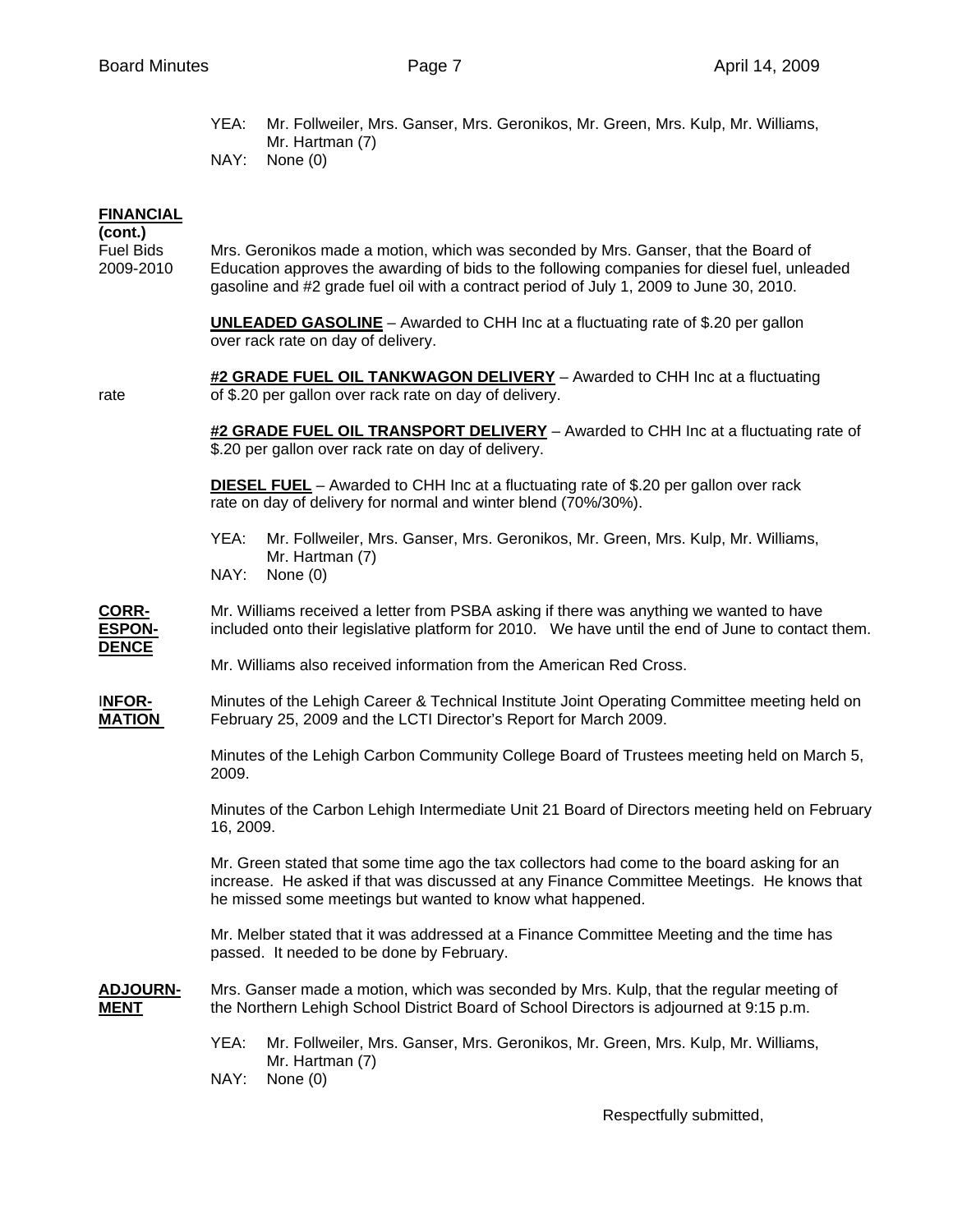YEA: Mr. Follweiler, Mrs. Ganser, Mrs. Geronikos, Mr. Green, Mrs. Kulp, Mr. Williams, Mr. Hartman (7)
NAY: None (0)

**FINANCIAL (cont.)**

Fuel Bids 2009-2010

Mrs. Geronikos made a motion, which was seconded by Mrs. Ganser, that the Board of Education approves the awarding of bids to the following companies for diesel fuel, unleaded gasoline and #2 grade fuel oil with a contract period of July 1, 2009 to June 30, 2010.

**UNLEADED GASOLINE** – Awarded to CHH Inc at a fluctuating rate of $.20 per gallon over rack rate on day of delivery.

**#2 GRADE FUEL OIL TANKWAGON DELIVERY** – Awarded to CHH Inc at a fluctuating rate of $.20 per gallon over rack rate on day of delivery.

**#2 GRADE FUEL OIL TRANSPORT DELIVERY** – Awarded to CHH Inc at a fluctuating rate of $.20 per gallon over rack rate on day of delivery.

**DIESEL FUEL** – Awarded to CHH Inc at a fluctuating rate of $.20 per gallon over rack rate on day of delivery for normal and winter blend (70%/30%).

YEA: Mr. Follweiler, Mrs. Ganser, Mrs. Geronikos, Mr. Green, Mrs. Kulp, Mr. Williams, Mr. Hartman (7)
NAY: None (0)

**CORRESPONDENCE**

Mr. Williams received a letter from PSBA asking if there was anything we wanted to have included onto their legislative platform for 2010. We have until the end of June to contact them.

Mr. Williams also received information from the American Red Cross.

**INFORMATION**

Minutes of the Lehigh Career & Technical Institute Joint Operating Committee meeting held on February 25, 2009 and the LCTI Director's Report for March 2009.

Minutes of the Lehigh Carbon Community College Board of Trustees meeting held on March 5, 2009.

Minutes of the Carbon Lehigh Intermediate Unit 21 Board of Directors meeting held on February 16, 2009.

Mr. Green stated that some time ago the tax collectors had come to the board asking for an increase. He asked if that was discussed at any Finance Committee Meetings. He knows that he missed some meetings but wanted to know what happened.

Mr. Melber stated that it was addressed at a Finance Committee Meeting and the time has passed. It needed to be done by February.

**ADJOURNMENT**

Mrs. Ganser made a motion, which was seconded by Mrs. Kulp, that the regular meeting of the Northern Lehigh School District Board of School Directors is adjourned at 9:15 p.m.

YEA: Mr. Follweiler, Mrs. Ganser, Mrs. Geronikos, Mr. Green, Mrs. Kulp, Mr. Williams, Mr. Hartman (7)
NAY: None (0)

Respectfully submitted,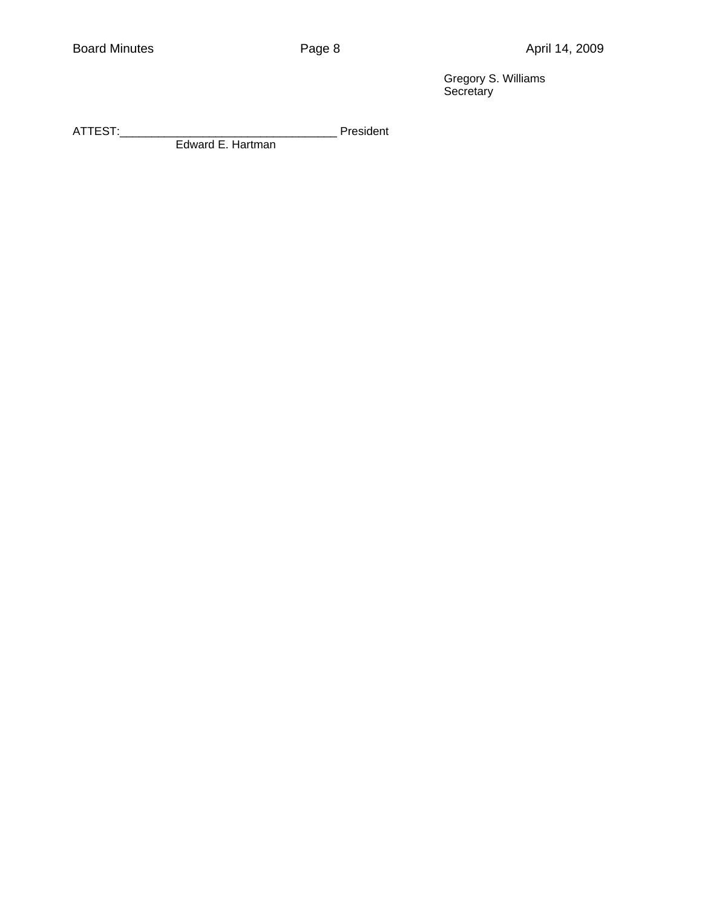Gregory S. Williams
Secretary

ATTEST:_________________________________ President
Edward E. Hartman